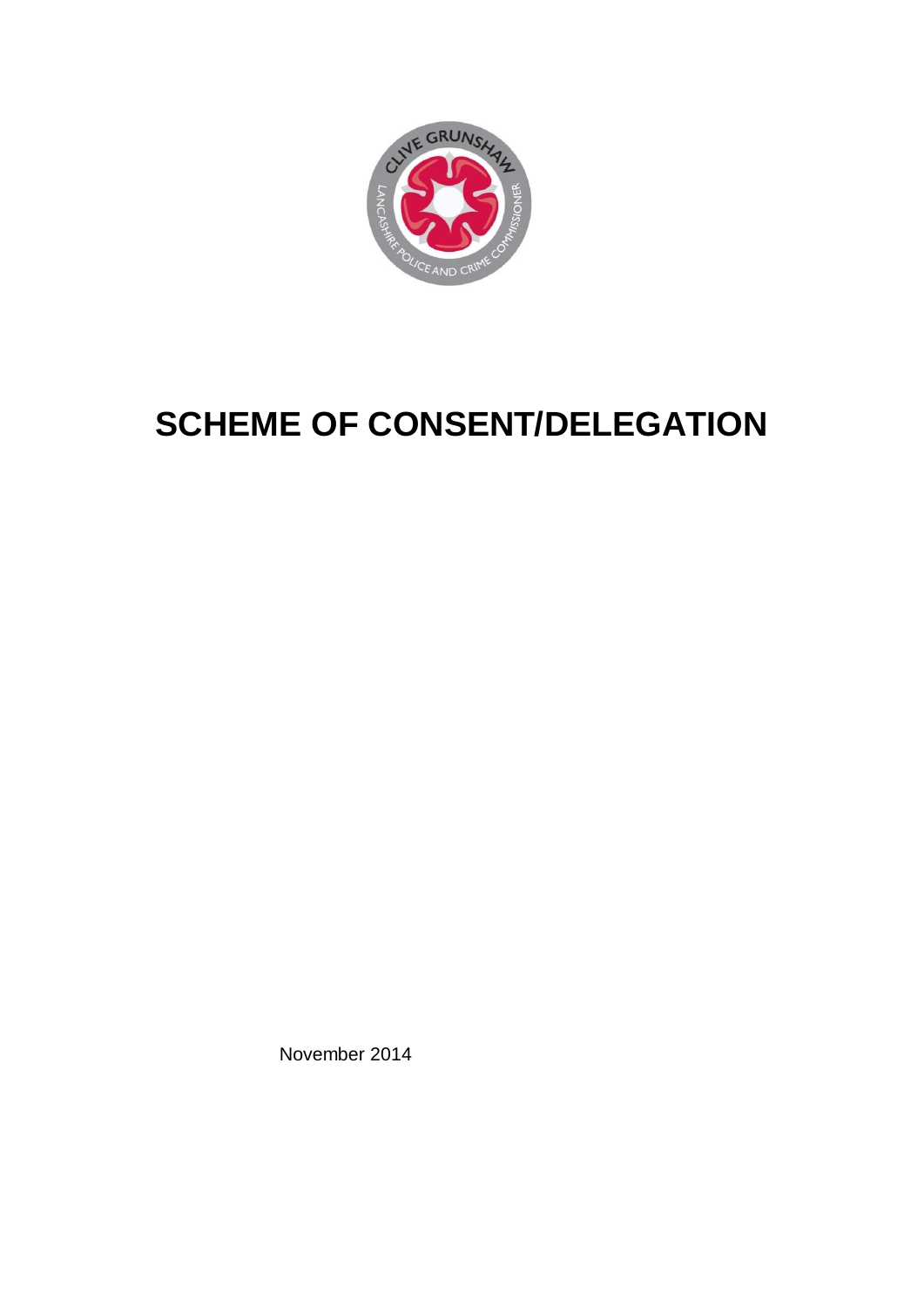# SCHEME OF CONSENT/DELEGATION

November 2014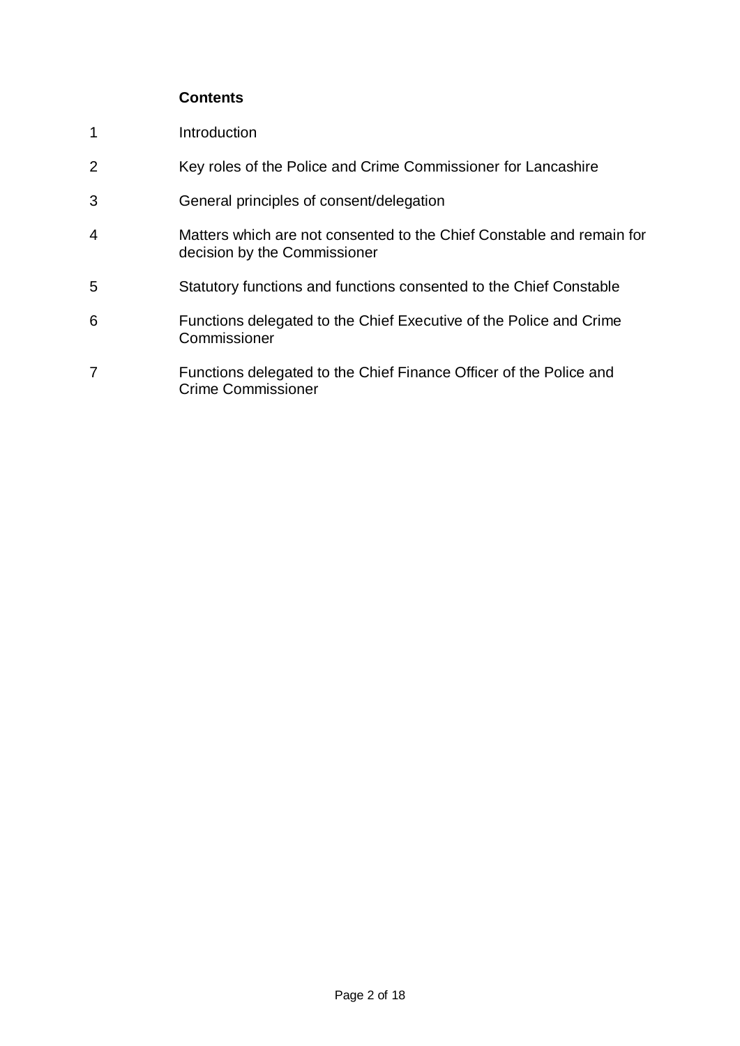**Contents**

| | |
|---|---|
| 1 | Introduction |
| 2 | Key roles of the Police and Crime Commissioner for Lancashire |
| 3 | General principles of consent/delegation |
| 4 | Matters which are not consented to the Chief Constable and remain for decision by the Commissioner |
| 5 | Statutory functions and functions consented to the Chief Constable |
| 6 | Functions delegated to the Chief Executive of the Police and Crime Commissioner |
| 7 | Functions delegated to the Chief Finance Officer of the Police and Crime Commissioner |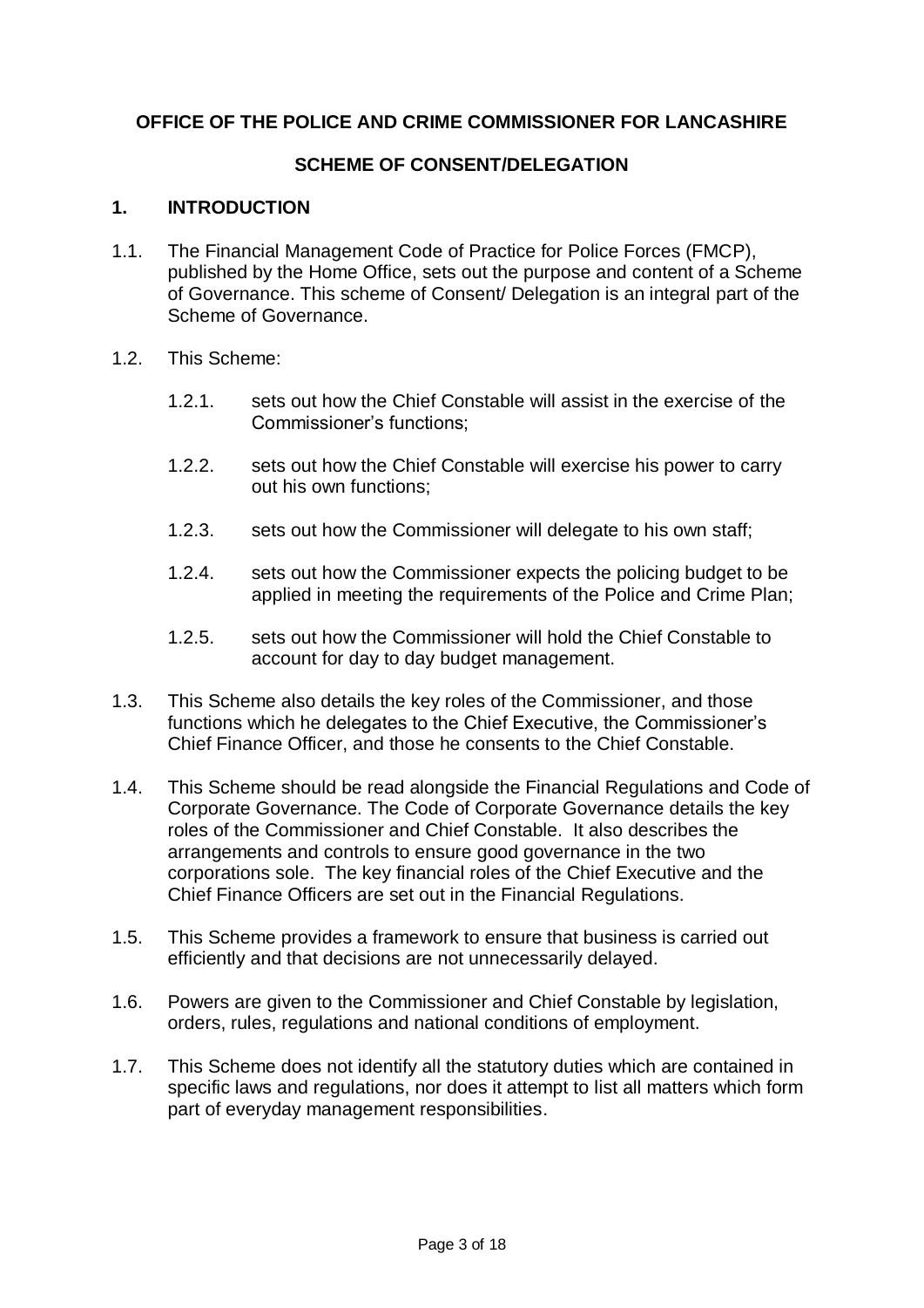**OFFICE OF THE POLICE AND CRIME COMMISSIONER FOR LANCASHIRE**

**SCHEME OF CONSENT/DELEGATION**

## 1. INTRODUCTION

1.1. The Financial Management Code of Practice for Police Forces (FMCP), published by the Home Office, sets out the purpose and content of a Scheme of Governance. This scheme of Consent/ Delegation is an integral part of the Scheme of Governance.

1.2. This Scheme:

1.2.1. sets out how the Chief Constable will assist in the exercise of the Commissioner's functions;

1.2.2. sets out how the Chief Constable will exercise his power to carry out his own functions;

1.2.3. sets out how the Commissioner will delegate to his own staff;

1.2.4. sets out how the Commissioner expects the policing budget to be applied in meeting the requirements of the Police and Crime Plan;

1.2.5. sets out how the Commissioner will hold the Chief Constable to account for day to day budget management.

1.3. This Scheme also details the key roles of the Commissioner, and those functions which he delegates to the Chief Executive, the Commissioner's Chief Finance Officer, and those he consents to the Chief Constable.

1.4. This Scheme should be read alongside the Financial Regulations and Code of Corporate Governance. The Code of Corporate Governance details the key roles of the Commissioner and Chief Constable. It also describes the arrangements and controls to ensure good governance in the two corporations sole. The key financial roles of the Chief Executive and the Chief Finance Officers are set out in the Financial Regulations.

1.5. This Scheme provides a framework to ensure that business is carried out efficiently and that decisions are not unnecessarily delayed.

1.6. Powers are given to the Commissioner and Chief Constable by legislation, orders, rules, regulations and national conditions of employment.

1.7. This Scheme does not identify all the statutory duties which are contained in specific laws and regulations, nor does it attempt to list all matters which form part of everyday management responsibilities.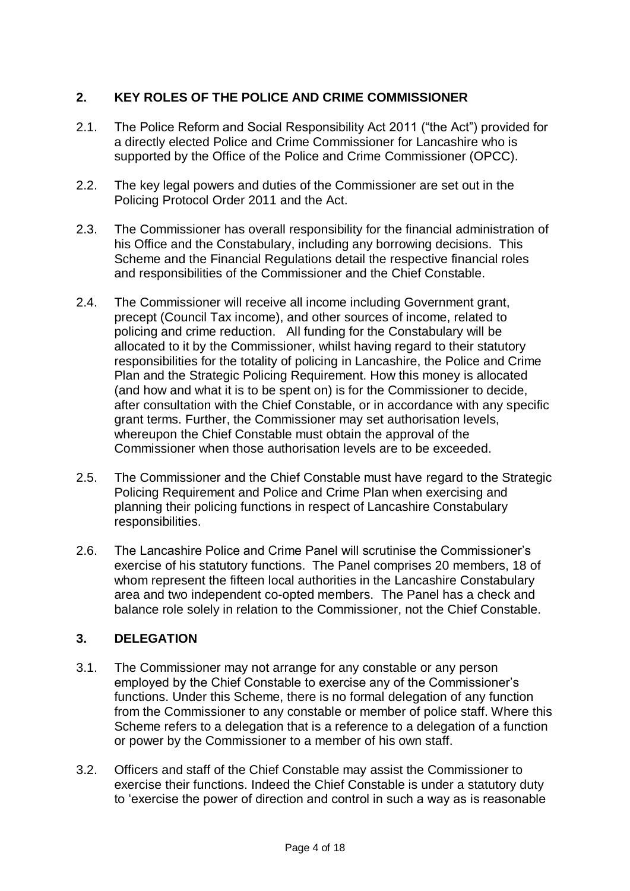## 2. KEY ROLES OF THE POLICE AND CRIME COMMISSIONER

2.1. The Police Reform and Social Responsibility Act 2011 ("the Act") provided for a directly elected Police and Crime Commissioner for Lancashire who is supported by the Office of the Police and Crime Commissioner (OPCC).

2.2. The key legal powers and duties of the Commissioner are set out in the Policing Protocol Order 2011 and the Act.

2.3. The Commissioner has overall responsibility for the financial administration of his Office and the Constabulary, including any borrowing decisions. This Scheme and the Financial Regulations detail the respective financial roles and responsibilities of the Commissioner and the Chief Constable.

2.4. The Commissioner will receive all income including Government grant, precept (Council Tax income), and other sources of income, related to policing and crime reduction. All funding for the Constabulary will be allocated to it by the Commissioner, whilst having regard to their statutory responsibilities for the totality of policing in Lancashire, the Police and Crime Plan and the Strategic Policing Requirement. How this money is allocated (and how and what it is to be spent on) is for the Commissioner to decide, after consultation with the Chief Constable, or in accordance with any specific grant terms. Further, the Commissioner may set authorisation levels, whereupon the Chief Constable must obtain the approval of the Commissioner when those authorisation levels are to be exceeded.

2.5. The Commissioner and the Chief Constable must have regard to the Strategic Policing Requirement and Police and Crime Plan when exercising and planning their policing functions in respect of Lancashire Constabulary responsibilities.

2.6. The Lancashire Police and Crime Panel will scrutinise the Commissioner's exercise of his statutory functions. The Panel comprises 20 members, 18 of whom represent the fifteen local authorities in the Lancashire Constabulary area and two independent co-opted members. The Panel has a check and balance role solely in relation to the Commissioner, not the Chief Constable.

## 3. DELEGATION

3.1. The Commissioner may not arrange for any constable or any person employed by the Chief Constable to exercise any of the Commissioner's functions. Under this Scheme, there is no formal delegation of any function from the Commissioner to any constable or member of police staff. Where this Scheme refers to a delegation that is a reference to a delegation of a function or power by the Commissioner to a member of his own staff.

3.2. Officers and staff of the Chief Constable may assist the Commissioner to exercise their functions. Indeed the Chief Constable is under a statutory duty to 'exercise the power of direction and control in such a way as is reasonable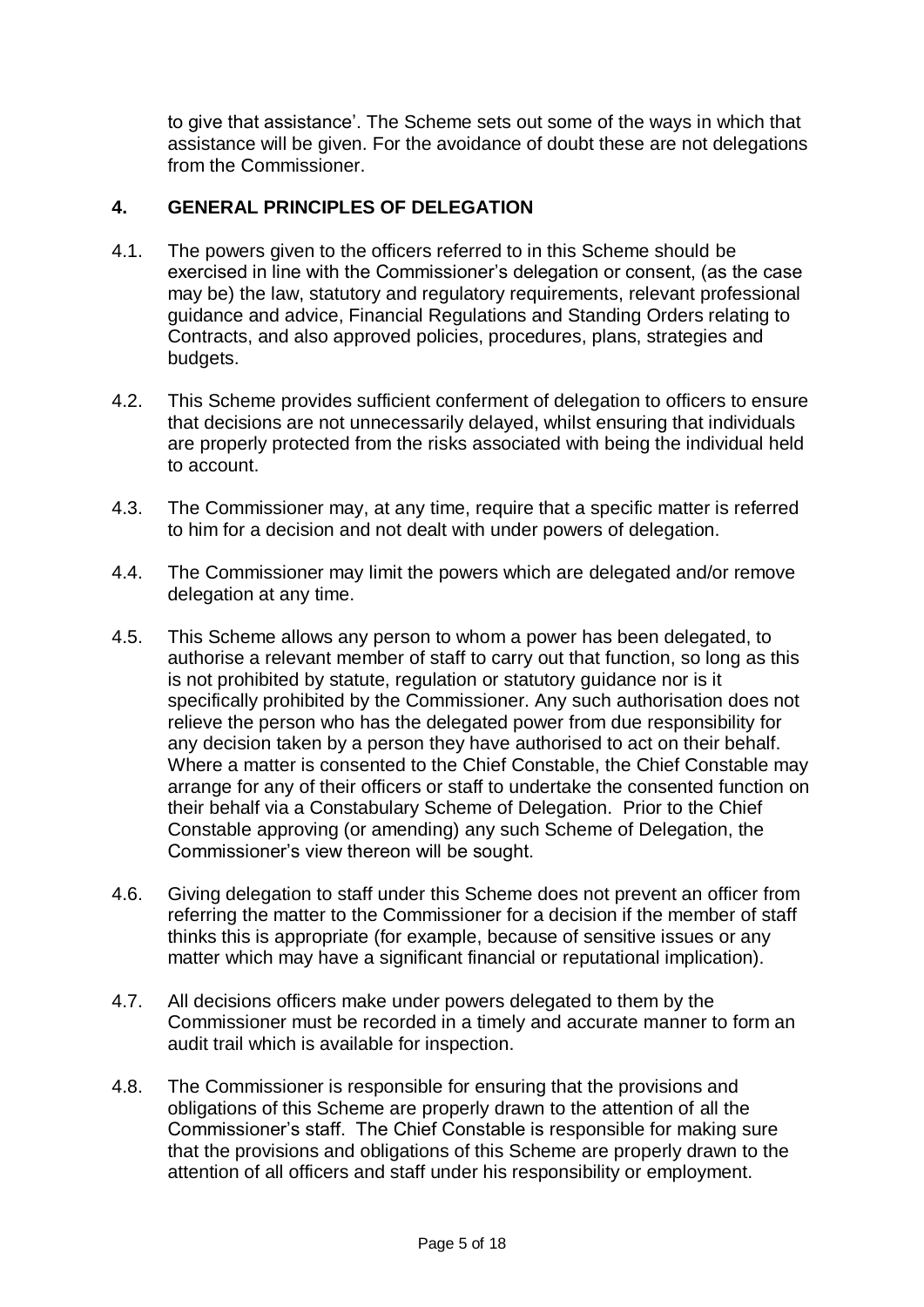to give that assistance'. The Scheme sets out some of the ways in which that assistance will be given. For the avoidance of doubt these are not delegations from the Commissioner.

## 4. GENERAL PRINCIPLES OF DELEGATION

4.1. The powers given to the officers referred to in this Scheme should be exercised in line with the Commissioner's delegation or consent, (as the case may be) the law, statutory and regulatory requirements, relevant professional guidance and advice, Financial Regulations and Standing Orders relating to Contracts, and also approved policies, procedures, plans, strategies and budgets.

4.2. This Scheme provides sufficient conferment of delegation to officers to ensure that decisions are not unnecessarily delayed, whilst ensuring that individuals are properly protected from the risks associated with being the individual held to account.

4.3. The Commissioner may, at any time, require that a specific matter is referred to him for a decision and not dealt with under powers of delegation.

4.4. The Commissioner may limit the powers which are delegated and/or remove delegation at any time.

4.5. This Scheme allows any person to whom a power has been delegated, to authorise a relevant member of staff to carry out that function, so long as this is not prohibited by statute, regulation or statutory guidance nor is it specifically prohibited by the Commissioner. Any such authorisation does not relieve the person who has the delegated power from due responsibility for any decision taken by a person they have authorised to act on their behalf. Where a matter is consented to the Chief Constable, the Chief Constable may arrange for any of their officers or staff to undertake the consented function on their behalf via a Constabulary Scheme of Delegation. Prior to the Chief Constable approving (or amending) any such Scheme of Delegation, the Commissioner's view thereon will be sought.

4.6. Giving delegation to staff under this Scheme does not prevent an officer from referring the matter to the Commissioner for a decision if the member of staff thinks this is appropriate (for example, because of sensitive issues or any matter which may have a significant financial or reputational implication).

4.7. All decisions officers make under powers delegated to them by the Commissioner must be recorded in a timely and accurate manner to form an audit trail which is available for inspection.

4.8. The Commissioner is responsible for ensuring that the provisions and obligations of this Scheme are properly drawn to the attention of all the Commissioner's staff. The Chief Constable is responsible for making sure that the provisions and obligations of this Scheme are properly drawn to the attention of all officers and staff under his responsibility or employment.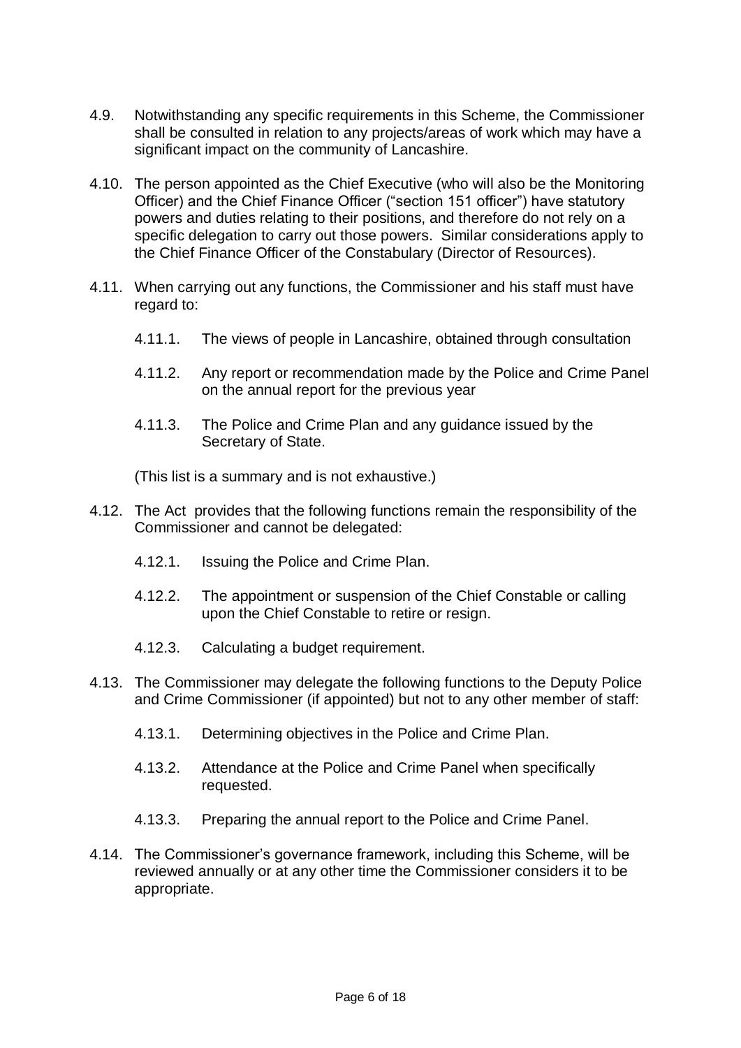4.9. Notwithstanding any specific requirements in this Scheme, the Commissioner shall be consulted in relation to any projects/areas of work which may have a significant impact on the community of Lancashire.

4.10. The person appointed as the Chief Executive (who will also be the Monitoring Officer) and the Chief Finance Officer ("section 151 officer") have statutory powers and duties relating to their positions, and therefore do not rely on a specific delegation to carry out those powers. Similar considerations apply to the Chief Finance Officer of the Constabulary (Director of Resources).

4.11. When carrying out any functions, the Commissioner and his staff must have regard to:

   4.11.1. The views of people in Lancashire, obtained through consultation

   4.11.2. Any report or recommendation made by the Police and Crime Panel on the annual report for the previous year

   4.11.3. The Police and Crime Plan and any guidance issued by the Secretary of State.

   (This list is a summary and is not exhaustive.)

4.12. The Act provides that the following functions remain the responsibility of the Commissioner and cannot be delegated:

   4.12.1. Issuing the Police and Crime Plan.

   4.12.2. The appointment or suspension of the Chief Constable or calling upon the Chief Constable to retire or resign.

   4.12.3. Calculating a budget requirement.

4.13. The Commissioner may delegate the following functions to the Deputy Police and Crime Commissioner (if appointed) but not to any other member of staff:

   4.13.1. Determining objectives in the Police and Crime Plan.

   4.13.2. Attendance at the Police and Crime Panel when specifically requested.

   4.13.3. Preparing the annual report to the Police and Crime Panel.

4.14. The Commissioner's governance framework, including this Scheme, will be reviewed annually or at any other time the Commissioner considers it to be appropriate.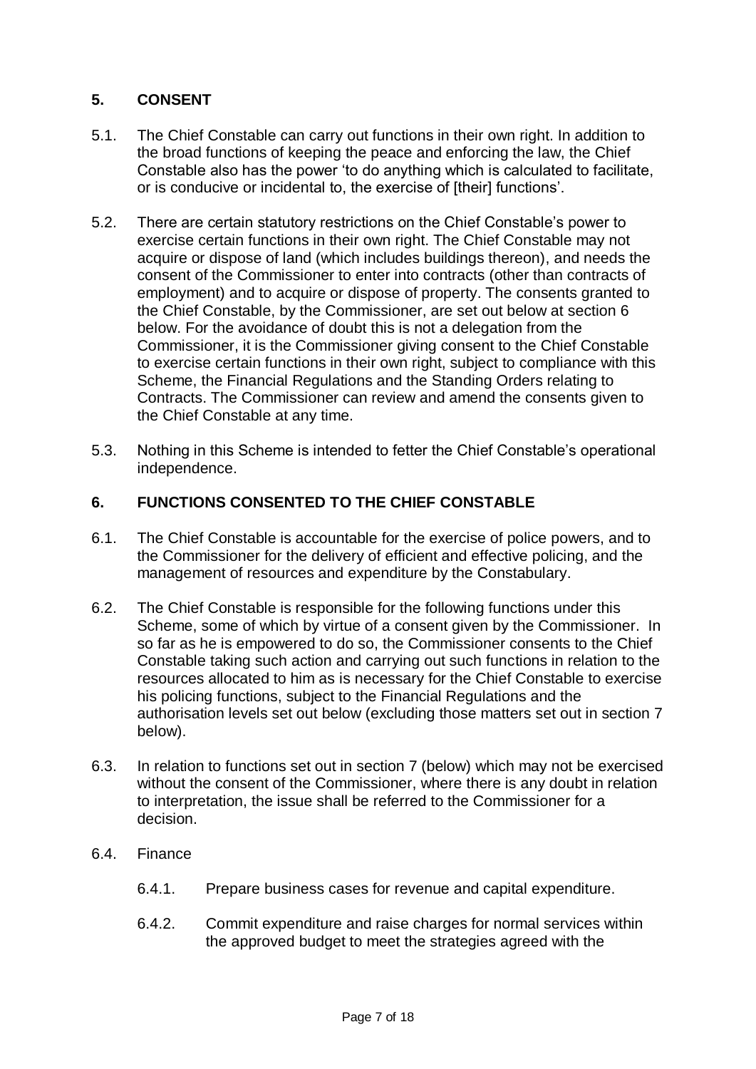## 5. CONSENT

5.1. The Chief Constable can carry out functions in their own right. In addition to the broad functions of keeping the peace and enforcing the law, the Chief Constable also has the power 'to do anything which is calculated to facilitate, or is conducive or incidental to, the exercise of [their] functions'.

5.2. There are certain statutory restrictions on the Chief Constable's power to exercise certain functions in their own right. The Chief Constable may not acquire or dispose of land (which includes buildings thereon), and needs the consent of the Commissioner to enter into contracts (other than contracts of employment) and to acquire or dispose of property. The consents granted to the Chief Constable, by the Commissioner, are set out below at section 6 below. For the avoidance of doubt this is not a delegation from the Commissioner, it is the Commissioner giving consent to the Chief Constable to exercise certain functions in their own right, subject to compliance with this Scheme, the Financial Regulations and the Standing Orders relating to Contracts. The Commissioner can review and amend the consents given to the Chief Constable at any time.

5.3. Nothing in this Scheme is intended to fetter the Chief Constable's operational independence.

## 6. FUNCTIONS CONSENTED TO THE CHIEF CONSTABLE

6.1. The Chief Constable is accountable for the exercise of police powers, and to the Commissioner for the delivery of efficient and effective policing, and the management of resources and expenditure by the Constabulary.

6.2. The Chief Constable is responsible for the following functions under this Scheme, some of which by virtue of a consent given by the Commissioner. In so far as he is empowered to do so, the Commissioner consents to the Chief Constable taking such action and carrying out such functions in relation to the resources allocated to him as is necessary for the Chief Constable to exercise his policing functions, subject to the Financial Regulations and the authorisation levels set out below (excluding those matters set out in section 7 below).

6.3. In relation to functions set out in section 7 (below) which may not be exercised without the consent of the Commissioner, where there is any doubt in relation to interpretation, the issue shall be referred to the Commissioner for a decision.

6.4. Finance

6.4.1. Prepare business cases for revenue and capital expenditure.

6.4.2. Commit expenditure and raise charges for normal services within the approved budget to meet the strategies agreed with the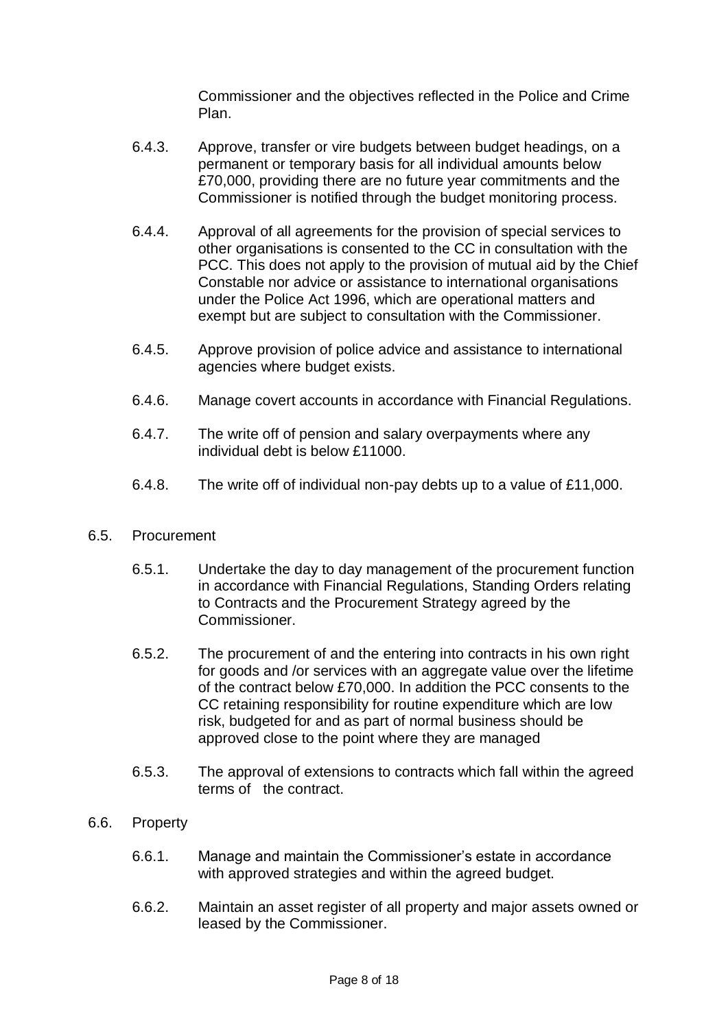Commissioner and the objectives reflected in the Police and Crime Plan.

6.4.3. Approve, transfer or vire budgets between budget headings, on a permanent or temporary basis for all individual amounts below £70,000, providing there are no future year commitments and the Commissioner is notified through the budget monitoring process.

6.4.4. Approval of all agreements for the provision of special services to other organisations is consented to the CC in consultation with the PCC. This does not apply to the provision of mutual aid by the Chief Constable nor advice or assistance to international organisations under the Police Act 1996, which are operational matters and exempt but are subject to consultation with the Commissioner.

6.4.5. Approve provision of police advice and assistance to international agencies where budget exists.

6.4.6. Manage covert accounts in accordance with Financial Regulations.

6.4.7. The write off of pension and salary overpayments where any individual debt is below £11000.

6.4.8. The write off of individual non-pay debts up to a value of £11,000.

6.5. Procurement

6.5.1. Undertake the day to day management of the procurement function in accordance with Financial Regulations, Standing Orders relating to Contracts and the Procurement Strategy agreed by the Commissioner.

6.5.2. The procurement of and the entering into contracts in his own right for goods and /or services with an aggregate value over the lifetime of the contract below £70,000. In addition the PCC consents to the CC retaining responsibility for routine expenditure which are low risk, budgeted for and as part of normal business should be approved close to the point where they are managed

6.5.3. The approval of extensions to contracts which fall within the agreed terms of the contract.

6.6. Property

6.6.1. Manage and maintain the Commissioner's estate in accordance with approved strategies and within the agreed budget.

6.6.2. Maintain an asset register of all property and major assets owned or leased by the Commissioner.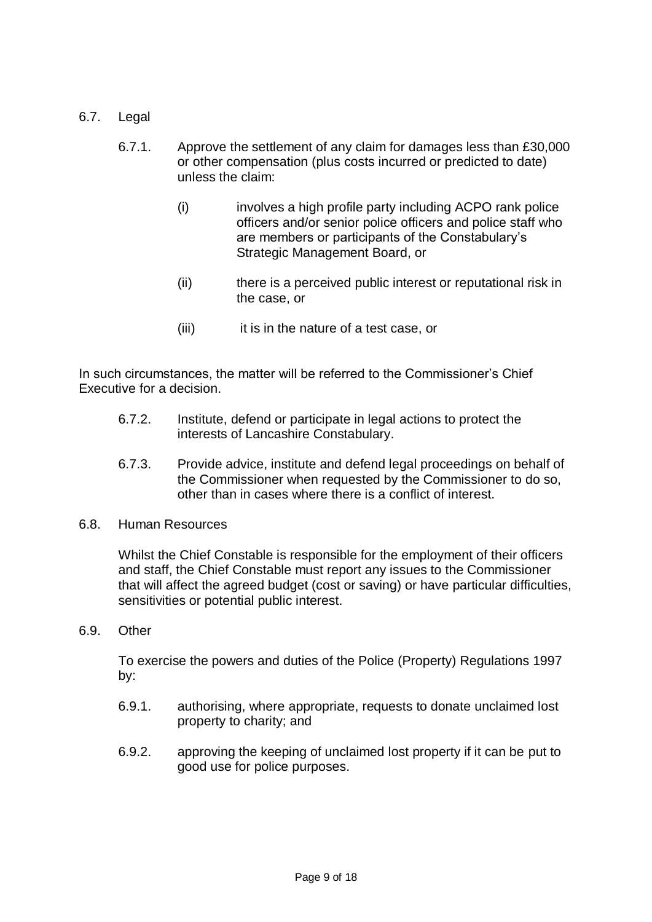## 6.7. Legal

6.7.1. Approve the settlement of any claim for damages less than £30,000 or other compensation (plus costs incurred or predicted to date) unless the claim:

(i) involves a high profile party including ACPO rank police officers and/or senior police officers and police staff who are members or participants of the Constabulary's Strategic Management Board, or

(ii) there is a perceived public interest or reputational risk in the case, or

(iii) it is in the nature of a test case, or

In such circumstances, the matter will be referred to the Commissioner's Chief Executive for a decision.

6.7.2. Institute, defend or participate in legal actions to protect the interests of Lancashire Constabulary.

6.7.3. Provide advice, institute and defend legal proceedings on behalf of the Commissioner when requested by the Commissioner to do so, other than in cases where there is a conflict of interest.

## 6.8. Human Resources

Whilst the Chief Constable is responsible for the employment of their officers and staff, the Chief Constable must report any issues to the Commissioner that will affect the agreed budget (cost or saving) or have particular difficulties, sensitivities or potential public interest.

## 6.9. Other

To exercise the powers and duties of the Police (Property) Regulations 1997 by:

6.9.1. authorising, where appropriate, requests to donate unclaimed lost property to charity; and

6.9.2. approving the keeping of unclaimed lost property if it can be put to good use for police purposes.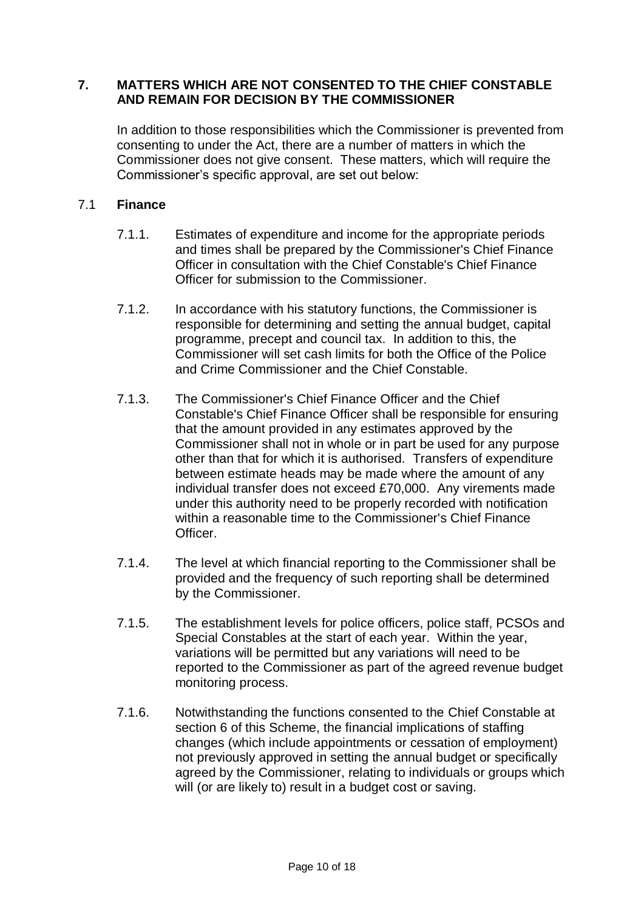## 7. MATTERS WHICH ARE NOT CONSENTED TO THE CHIEF CONSTABLE AND REMAIN FOR DECISION BY THE COMMISSIONER

In addition to those responsibilities which the Commissioner is prevented from consenting to under the Act, there are a number of matters in which the Commissioner does not give consent. These matters, which will require the Commissioner's specific approval, are set out below:

### 7.1 Finance

7.1.1. Estimates of expenditure and income for the appropriate periods and times shall be prepared by the Commissioner's Chief Finance Officer in consultation with the Chief Constable's Chief Finance Officer for submission to the Commissioner.

7.1.2. In accordance with his statutory functions, the Commissioner is responsible for determining and setting the annual budget, capital programme, precept and council tax. In addition to this, the Commissioner will set cash limits for both the Office of the Police and Crime Commissioner and the Chief Constable.

7.1.3. The Commissioner's Chief Finance Officer and the Chief Constable's Chief Finance Officer shall be responsible for ensuring that the amount provided in any estimates approved by the Commissioner shall not in whole or in part be used for any purpose other than that for which it is authorised. Transfers of expenditure between estimate heads may be made where the amount of any individual transfer does not exceed £70,000. Any virements made under this authority need to be properly recorded with notification within a reasonable time to the Commissioner's Chief Finance Officer.

7.1.4. The level at which financial reporting to the Commissioner shall be provided and the frequency of such reporting shall be determined by the Commissioner.

7.1.5. The establishment levels for police officers, police staff, PCSOs and Special Constables at the start of each year. Within the year, variations will be permitted but any variations will need to be reported to the Commissioner as part of the agreed revenue budget monitoring process.

7.1.6. Notwithstanding the functions consented to the Chief Constable at section 6 of this Scheme, the financial implications of staffing changes (which include appointments or cessation of employment) not previously approved in setting the annual budget or specifically agreed by the Commissioner, relating to individuals or groups which will (or are likely to) result in a budget cost or saving.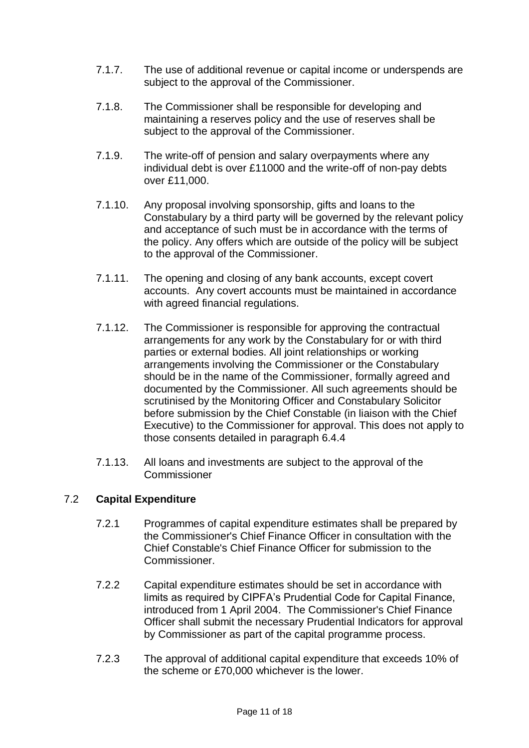7.1.7. The use of additional revenue or capital income or underspends are subject to the approval of the Commissioner.

7.1.8. The Commissioner shall be responsible for developing and maintaining a reserves policy and the use of reserves shall be subject to the approval of the Commissioner.

7.1.9. The write-off of pension and salary overpayments where any individual debt is over £11000 and the write-off of non-pay debts over £11,000.

7.1.10. Any proposal involving sponsorship, gifts and loans to the Constabulary by a third party will be governed by the relevant policy and acceptance of such must be in accordance with the terms of the policy. Any offers which are outside of the policy will be subject to the approval of the Commissioner.

7.1.11. The opening and closing of any bank accounts, except covert accounts. Any covert accounts must be maintained in accordance with agreed financial regulations.

7.1.12. The Commissioner is responsible for approving the contractual arrangements for any work by the Constabulary for or with third parties or external bodies. All joint relationships or working arrangements involving the Commissioner or the Constabulary should be in the name of the Commissioner, formally agreed and documented by the Commissioner. All such agreements should be scrutinised by the Monitoring Officer and Constabulary Solicitor before submission by the Chief Constable (in liaison with the Chief Executive) to the Commissioner for approval. This does not apply to those consents detailed in paragraph 6.4.4

7.1.13. All loans and investments are subject to the approval of the Commissioner

## 7.2 **Capital Expenditure**

7.2.1 Programmes of capital expenditure estimates shall be prepared by the Commissioner's Chief Finance Officer in consultation with the Chief Constable's Chief Finance Officer for submission to the Commissioner.

7.2.2 Capital expenditure estimates should be set in accordance with limits as required by CIPFA's Prudential Code for Capital Finance, introduced from 1 April 2004. The Commissioner's Chief Finance Officer shall submit the necessary Prudential Indicators for approval by Commissioner as part of the capital programme process.

7.2.3 The approval of additional capital expenditure that exceeds 10% of the scheme or £70,000 whichever is the lower.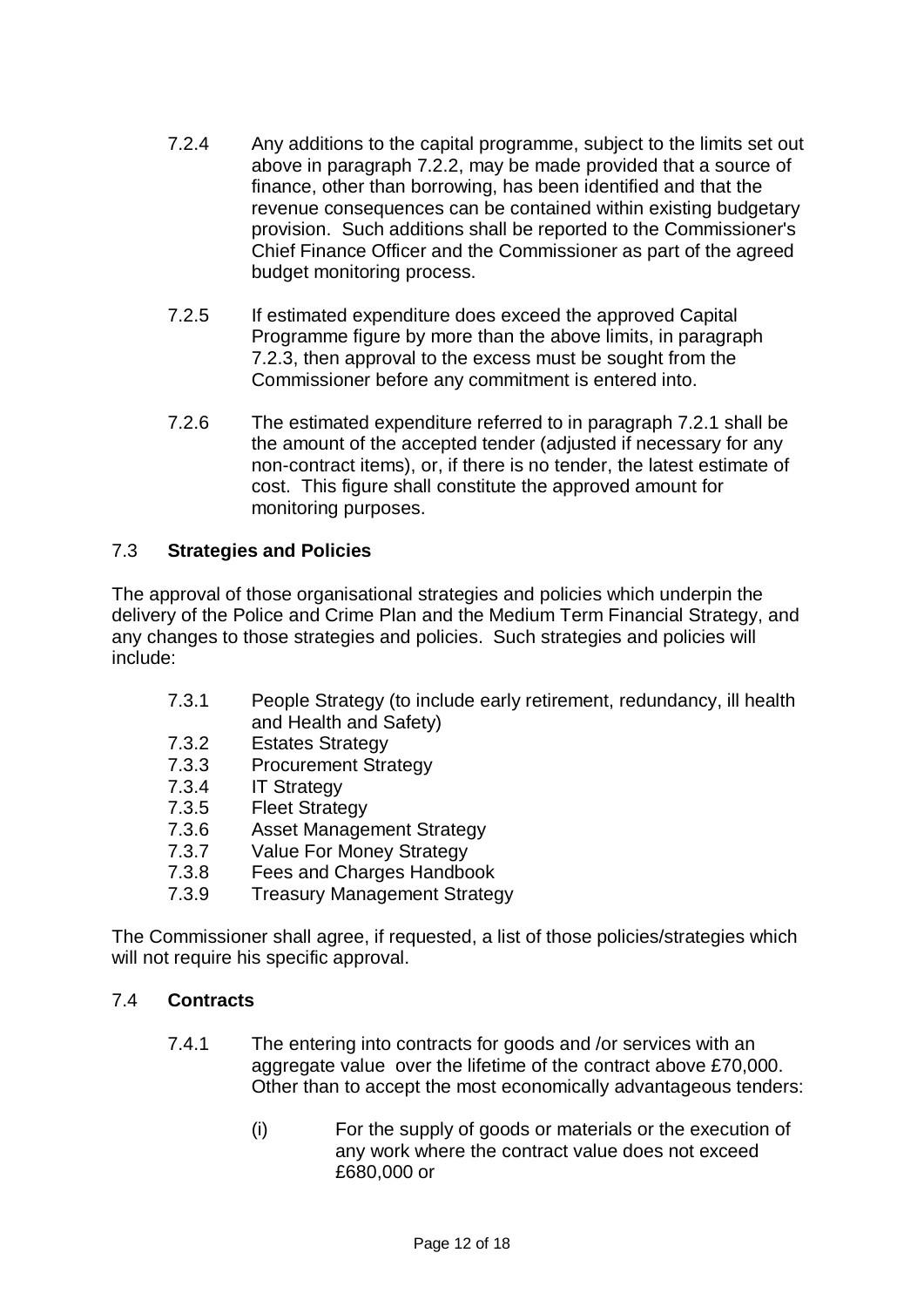7.2.4 Any additions to the capital programme, subject to the limits set out above in paragraph 7.2.2, may be made provided that a source of finance, other than borrowing, has been identified and that the revenue consequences can be contained within existing budgetary provision. Such additions shall be reported to the Commissioner's Chief Finance Officer and the Commissioner as part of the agreed budget monitoring process.

7.2.5 If estimated expenditure does exceed the approved Capital Programme figure by more than the above limits, in paragraph 7.2.3, then approval to the excess must be sought from the Commissioner before any commitment is entered into.

7.2.6 The estimated expenditure referred to in paragraph 7.2.1 shall be the amount of the accepted tender (adjusted if necessary for any non-contract items), or, if there is no tender, the latest estimate of cost. This figure shall constitute the approved amount for monitoring purposes.

## 7.3 **Strategies and Policies**

The approval of those organisational strategies and policies which underpin the delivery of the Police and Crime Plan and the Medium Term Financial Strategy, and any changes to those strategies and policies. Such strategies and policies will include:

7.3.1 People Strategy (to include early retirement, redundancy, ill health and Health and Safety)
7.3.2 Estates Strategy
7.3.3 Procurement Strategy
7.3.4 IT Strategy
7.3.5 Fleet Strategy
7.3.6 Asset Management Strategy
7.3.7 Value For Money Strategy
7.3.8 Fees and Charges Handbook
7.3.9 Treasury Management Strategy

The Commissioner shall agree, if requested, a list of those policies/strategies which will not require his specific approval.

## 7.4 **Contracts**

7.4.1 The entering into contracts for goods and /or services with an aggregate value over the lifetime of the contract above £70,000. Other than to accept the most economically advantageous tenders:

(i) For the supply of goods or materials or the execution of any work where the contract value does not exceed £680,000 or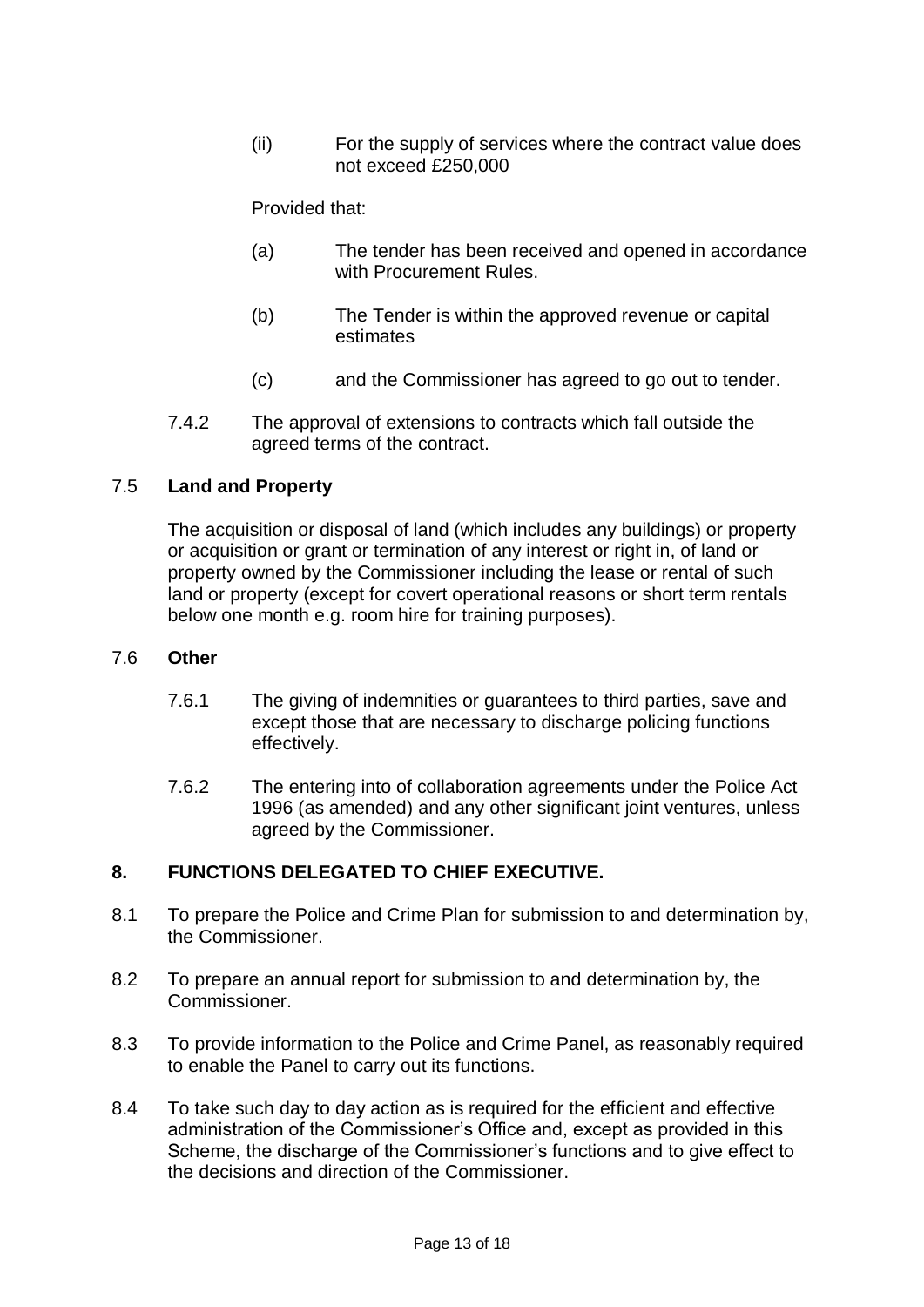(ii) For the supply of services where the contract value does not exceed £250,000

Provided that:

(a) The tender has been received and opened in accordance with Procurement Rules.

(b) The Tender is within the approved revenue or capital estimates

(c) and the Commissioner has agreed to go out to tender.

7.4.2 The approval of extensions to contracts which fall outside the agreed terms of the contract.

### 7.5 **Land and Property**

The acquisition or disposal of land (which includes any buildings) or property or acquisition or grant or termination of any interest or right in, of land or property owned by the Commissioner including the lease or rental of such land or property (except for covert operational reasons or short term rentals below one month e.g. room hire for training purposes).

### 7.6 **Other**

7.6.1 The giving of indemnities or guarantees to third parties, save and except those that are necessary to discharge policing functions effectively.

7.6.2 The entering into of collaboration agreements under the Police Act 1996 (as amended) and any other significant joint ventures, unless agreed by the Commissioner.

## **8. FUNCTIONS DELEGATED TO CHIEF EXECUTIVE.**

8.1 To prepare the Police and Crime Plan for submission to and determination by, the Commissioner.

8.2 To prepare an annual report for submission to and determination by, the Commissioner.

8.3 To provide information to the Police and Crime Panel, as reasonably required to enable the Panel to carry out its functions.

8.4 To take such day to day action as is required for the efficient and effective administration of the Commissioner's Office and, except as provided in this Scheme, the discharge of the Commissioner's functions and to give effect to the decisions and direction of the Commissioner.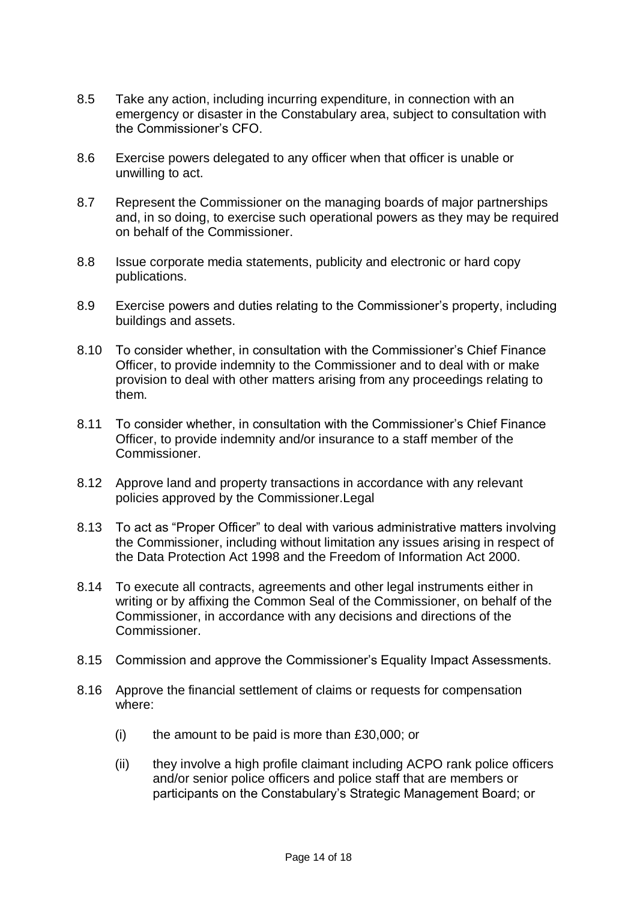8.5 Take any action, including incurring expenditure, in connection with an emergency or disaster in the Constabulary area, subject to consultation with the Commissioner's CFO.

8.6 Exercise powers delegated to any officer when that officer is unable or unwilling to act.

8.7 Represent the Commissioner on the managing boards of major partnerships and, in so doing, to exercise such operational powers as they may be required on behalf of the Commissioner.

8.8 Issue corporate media statements, publicity and electronic or hard copy publications.

8.9 Exercise powers and duties relating to the Commissioner's property, including buildings and assets.

8.10 To consider whether, in consultation with the Commissioner's Chief Finance Officer, to provide indemnity to the Commissioner and to deal with or make provision to deal with other matters arising from any proceedings relating to them.

8.11 To consider whether, in consultation with the Commissioner's Chief Finance Officer, to provide indemnity and/or insurance to a staff member of the Commissioner.

8.12 Approve land and property transactions in accordance with any relevant policies approved by the Commissioner.Legal

8.13 To act as "Proper Officer" to deal with various administrative matters involving the Commissioner, including without limitation any issues arising in respect of the Data Protection Act 1998 and the Freedom of Information Act 2000.

8.14 To execute all contracts, agreements and other legal instruments either in writing or by affixing the Common Seal of the Commissioner, on behalf of the Commissioner, in accordance with any decisions and directions of the Commissioner.

8.15 Commission and approve the Commissioner's Equality Impact Assessments.

8.16 Approve the financial settlement of claims or requests for compensation where:

   (i) the amount to be paid is more than £30,000; or

   (ii) they involve a high profile claimant including ACPO rank police officers and/or senior police officers and police staff that are members or participants on the Constabulary's Strategic Management Board; or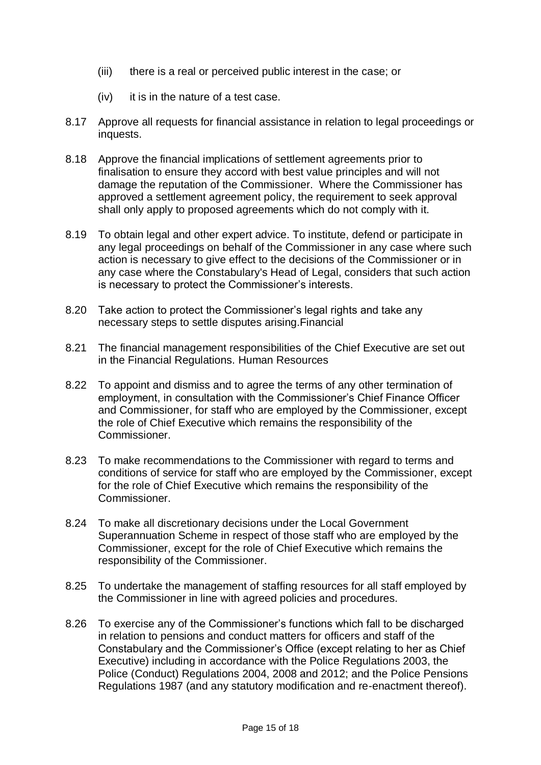(iii) there is a real or perceived public interest in the case; or

(iv) it is in the nature of a test case.

8.17 Approve all requests for financial assistance in relation to legal proceedings or inquests.

8.18 Approve the financial implications of settlement agreements prior to finalisation to ensure they accord with best value principles and will not damage the reputation of the Commissioner. Where the Commissioner has approved a settlement agreement policy, the requirement to seek approval shall only apply to proposed agreements which do not comply with it.

8.19 To obtain legal and other expert advice. To institute, defend or participate in any legal proceedings on behalf of the Commissioner in any case where such action is necessary to give effect to the decisions of the Commissioner or in any case where the Constabulary's Head of Legal, considers that such action is necessary to protect the Commissioner's interests.

8.20 Take action to protect the Commissioner's legal rights and take any necessary steps to settle disputes arising.Financial

8.21 The financial management responsibilities of the Chief Executive are set out in the Financial Regulations. Human Resources

8.22 To appoint and dismiss and to agree the terms of any other termination of employment, in consultation with the Commissioner's Chief Finance Officer and Commissioner, for staff who are employed by the Commissioner, except the role of Chief Executive which remains the responsibility of the Commissioner.

8.23 To make recommendations to the Commissioner with regard to terms and conditions of service for staff who are employed by the Commissioner, except for the role of Chief Executive which remains the responsibility of the Commissioner.

8.24 To make all discretionary decisions under the Local Government Superannuation Scheme in respect of those staff who are employed by the Commissioner, except for the role of Chief Executive which remains the responsibility of the Commissioner.

8.25 To undertake the management of staffing resources for all staff employed by the Commissioner in line with agreed policies and procedures.

8.26 To exercise any of the Commissioner's functions which fall to be discharged in relation to pensions and conduct matters for officers and staff of the Constabulary and the Commissioner's Office (except relating to her as Chief Executive) including in accordance with the Police Regulations 2003, the Police (Conduct) Regulations 2004, 2008 and 2012; and the Police Pensions Regulations 1987 (and any statutory modification and re-enactment thereof).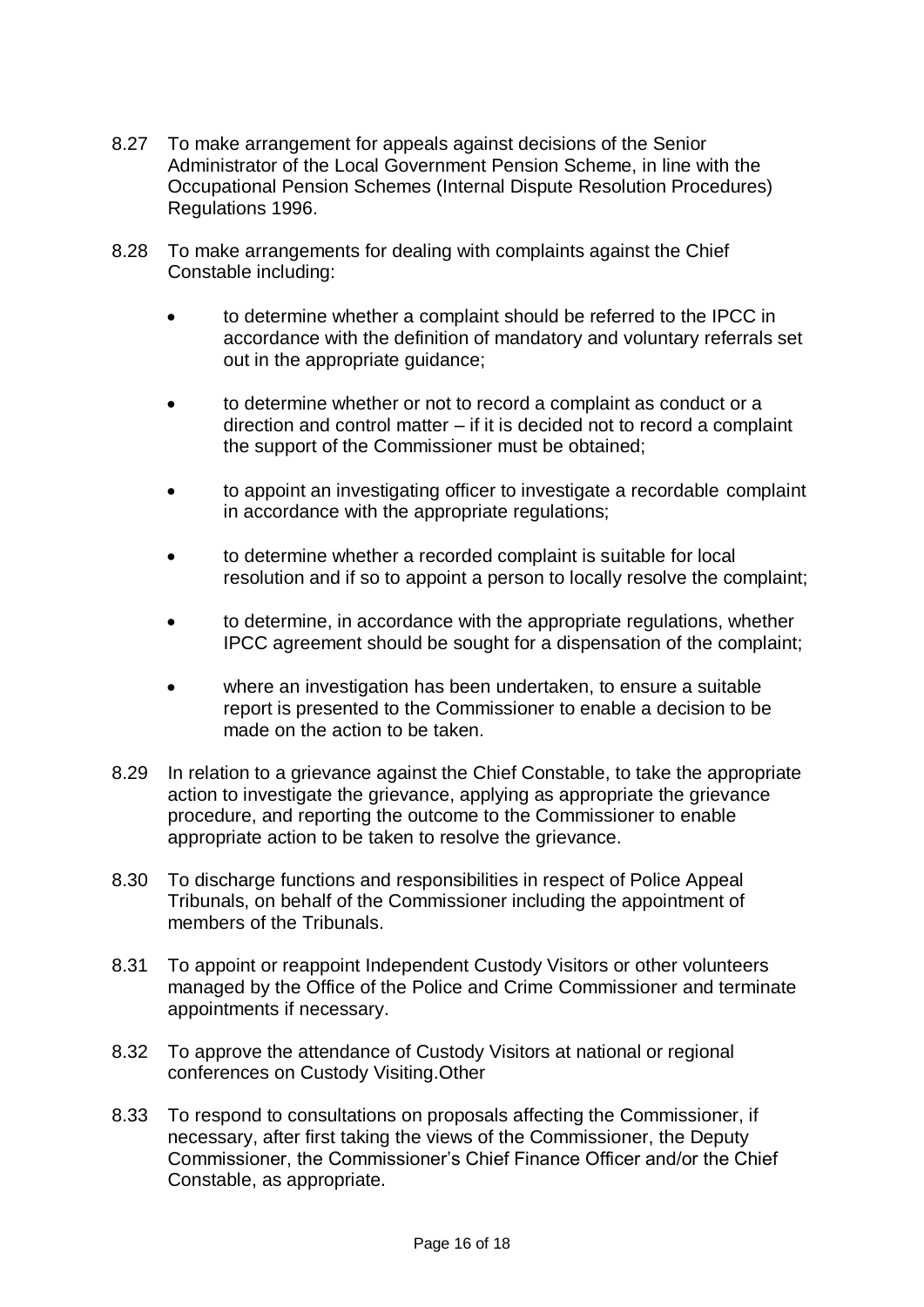8.27 To make arrangement for appeals against decisions of the Senior Administrator of the Local Government Pension Scheme, in line with the Occupational Pension Schemes (Internal Dispute Resolution Procedures) Regulations 1996.

8.28 To make arrangements for dealing with complaints against the Chief Constable including:

- to determine whether a complaint should be referred to the IPCC in accordance with the definition of mandatory and voluntary referrals set out in the appropriate guidance;
- to determine whether or not to record a complaint as conduct or a direction and control matter – if it is decided not to record a complaint the support of the Commissioner must be obtained;
- to appoint an investigating officer to investigate a recordable complaint in accordance with the appropriate regulations;
- to determine whether a recorded complaint is suitable for local resolution and if so to appoint a person to locally resolve the complaint;
- to determine, in accordance with the appropriate regulations, whether IPCC agreement should be sought for a dispensation of the complaint;
- where an investigation has been undertaken, to ensure a suitable report is presented to the Commissioner to enable a decision to be made on the action to be taken.

8.29 In relation to a grievance against the Chief Constable, to take the appropriate action to investigate the grievance, applying as appropriate the grievance procedure, and reporting the outcome to the Commissioner to enable appropriate action to be taken to resolve the grievance.

8.30 To discharge functions and responsibilities in respect of Police Appeal Tribunals, on behalf of the Commissioner including the appointment of members of the Tribunals.

8.31 To appoint or reappoint Independent Custody Visitors or other volunteers managed by the Office of the Police and Crime Commissioner and terminate appointments if necessary.

8.32 To approve the attendance of Custody Visitors at national or regional conferences on Custody Visiting.Other

8.33 To respond to consultations on proposals affecting the Commissioner, if necessary, after first taking the views of the Commissioner, the Deputy Commissioner, the Commissioner's Chief Finance Officer and/or the Chief Constable, as appropriate.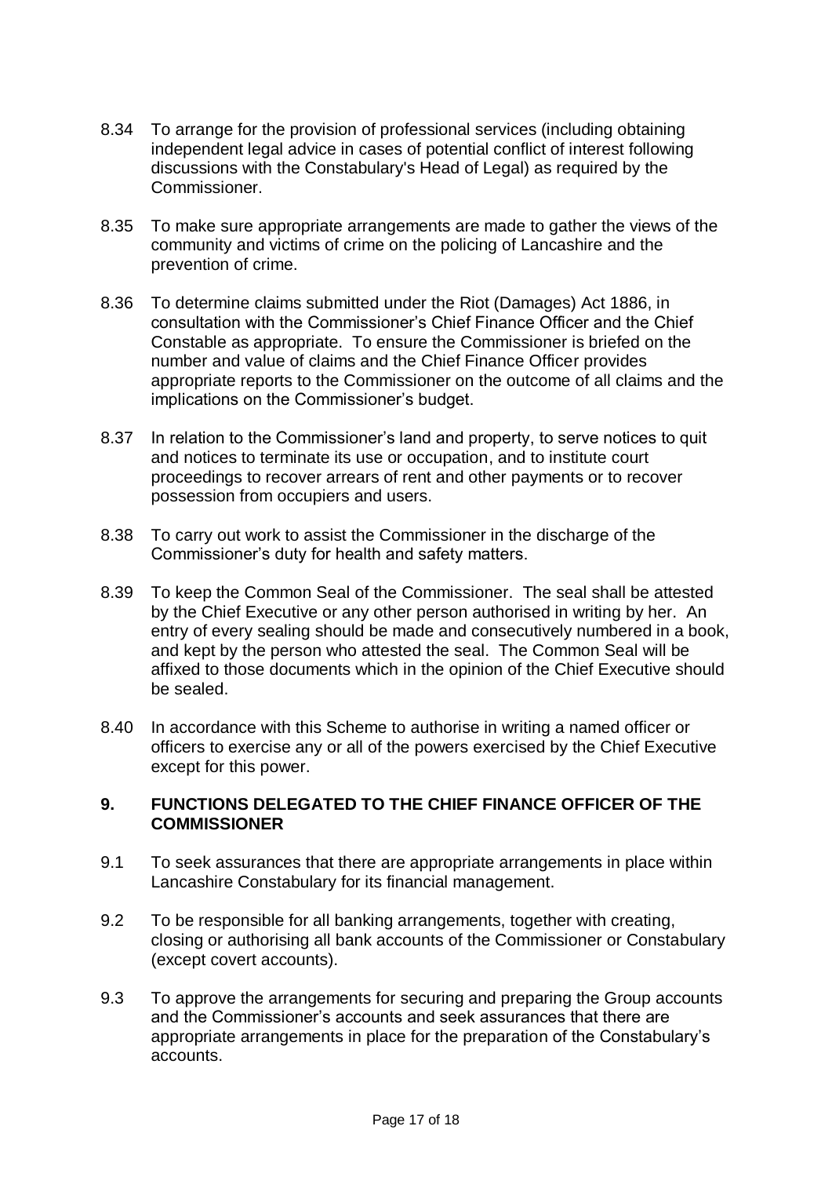8.34 To arrange for the provision of professional services (including obtaining independent legal advice in cases of potential conflict of interest following discussions with the Constabulary's Head of Legal) as required by the Commissioner.

8.35 To make sure appropriate arrangements are made to gather the views of the community and victims of crime on the policing of Lancashire and the prevention of crime.

8.36 To determine claims submitted under the Riot (Damages) Act 1886, in consultation with the Commissioner's Chief Finance Officer and the Chief Constable as appropriate. To ensure the Commissioner is briefed on the number and value of claims and the Chief Finance Officer provides appropriate reports to the Commissioner on the outcome of all claims and the implications on the Commissioner's budget.

8.37 In relation to the Commissioner's land and property, to serve notices to quit and notices to terminate its use or occupation, and to institute court proceedings to recover arrears of rent and other payments or to recover possession from occupiers and users.

8.38 To carry out work to assist the Commissioner in the discharge of the Commissioner's duty for health and safety matters.

8.39 To keep the Common Seal of the Commissioner. The seal shall be attested by the Chief Executive or any other person authorised in writing by her. An entry of every sealing should be made and consecutively numbered in a book, and kept by the person who attested the seal. The Common Seal will be affixed to those documents which in the opinion of the Chief Executive should be sealed.

8.40 In accordance with this Scheme to authorise in writing a named officer or officers to exercise any or all of the powers exercised by the Chief Executive except for this power.

## 9. FUNCTIONS DELEGATED TO THE CHIEF FINANCE OFFICER OF THE COMMISSIONER

9.1 To seek assurances that there are appropriate arrangements in place within Lancashire Constabulary for its financial management.

9.2 To be responsible for all banking arrangements, together with creating, closing or authorising all bank accounts of the Commissioner or Constabulary (except covert accounts).

9.3 To approve the arrangements for securing and preparing the Group accounts and the Commissioner's accounts and seek assurances that there are appropriate arrangements in place for the preparation of the Constabulary's accounts.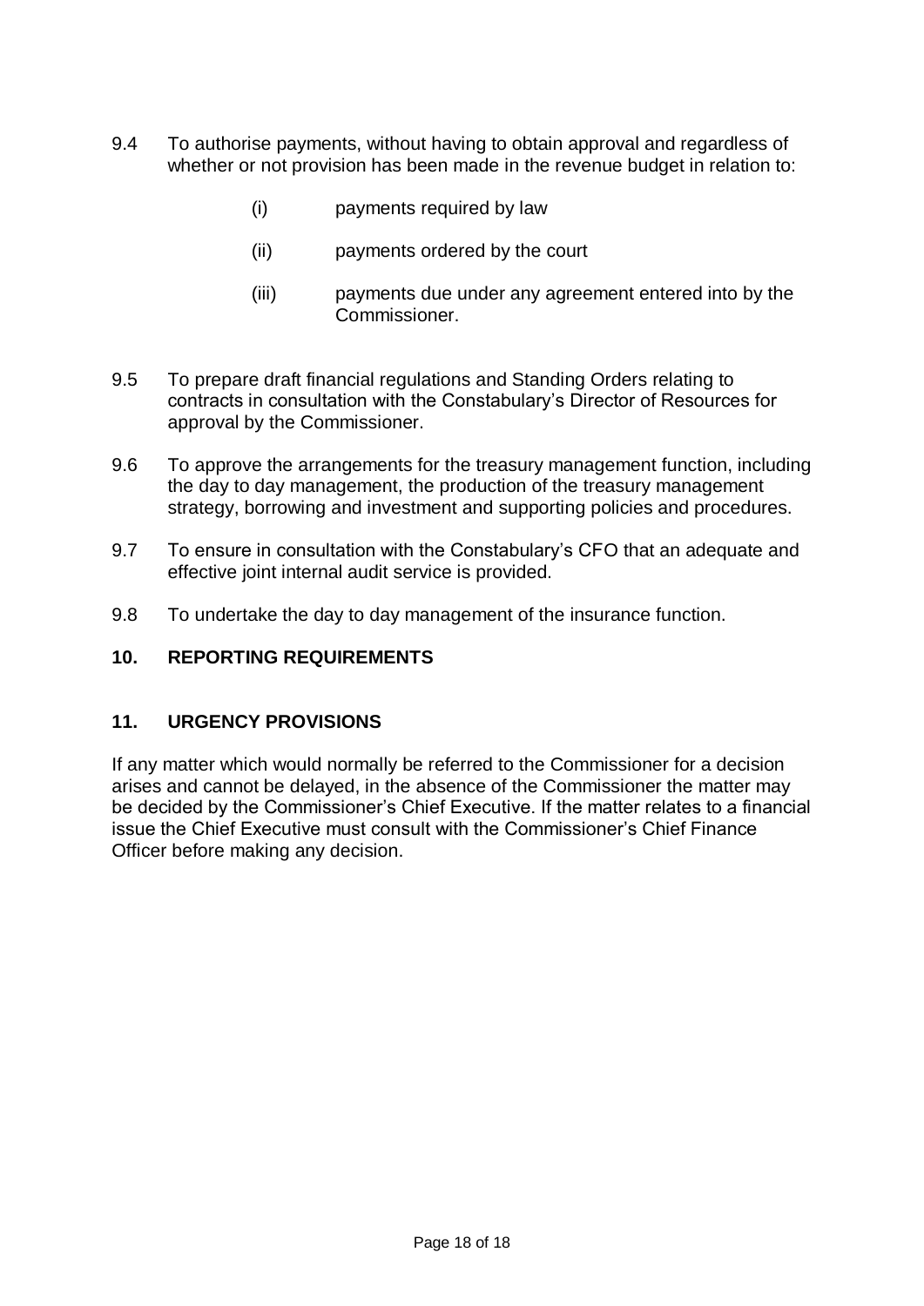9.4 To authorise payments, without having to obtain approval and regardless of whether or not provision has been made in the revenue budget in relation to:

   (i) payments required by law

   (ii) payments ordered by the court

   (iii) payments due under any agreement entered into by the Commissioner.

9.5 To prepare draft financial regulations and Standing Orders relating to contracts in consultation with the Constabulary's Director of Resources for approval by the Commissioner.

9.6 To approve the arrangements for the treasury management function, including the day to day management, the production of the treasury management strategy, borrowing and investment and supporting policies and procedures.

9.7 To ensure in consultation with the Constabulary's CFO that an adequate and effective joint internal audit service is provided.

9.8 To undertake the day to day management of the insurance function.

## 10. REPORTING REQUIREMENTS

## 11. URGENCY PROVISIONS

If any matter which would normally be referred to the Commissioner for a decision arises and cannot be delayed, in the absence of the Commissioner the matter may be decided by the Commissioner's Chief Executive. If the matter relates to a financial issue the Chief Executive must consult with the Commissioner's Chief Finance Officer before making any decision.